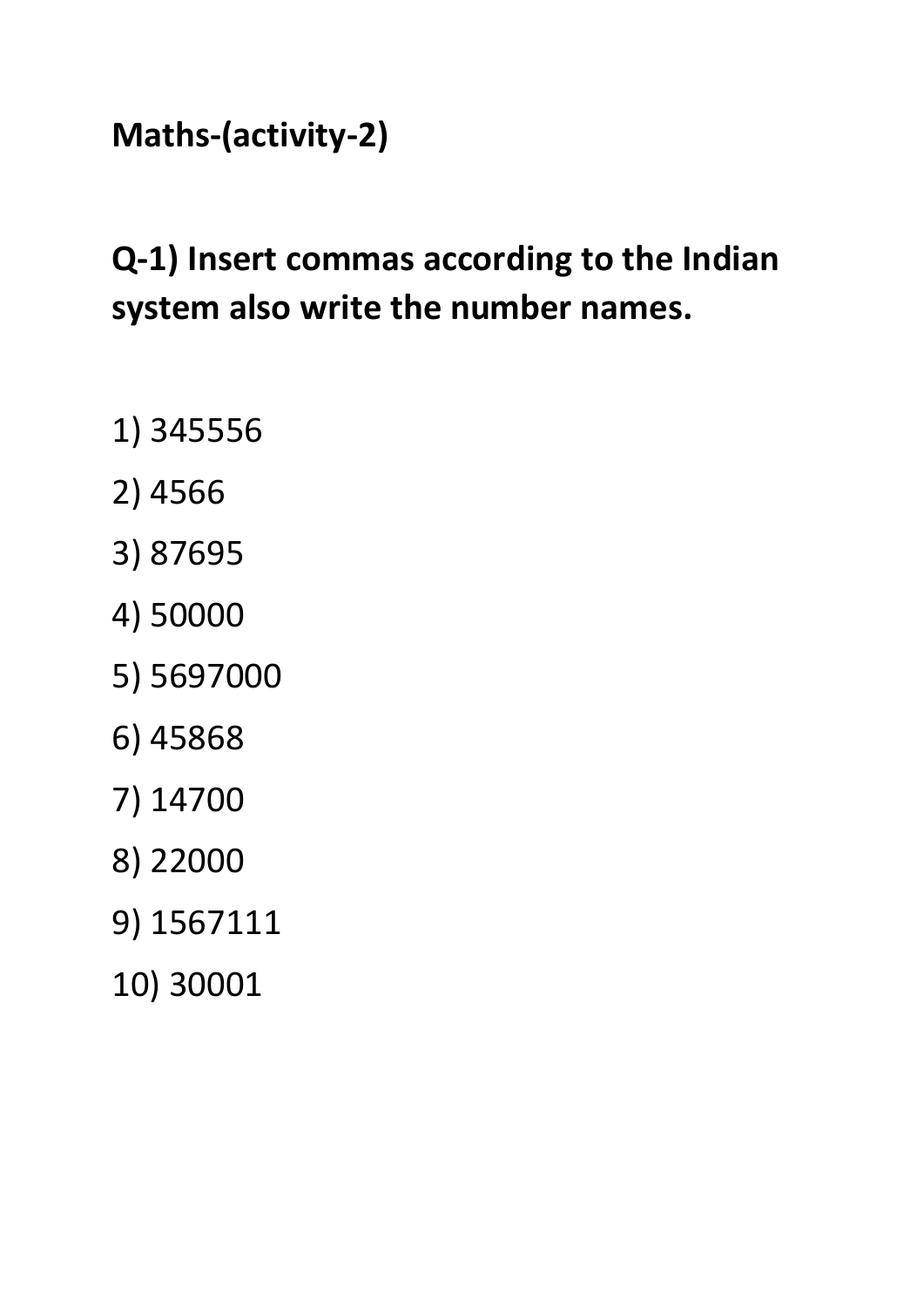**Maths-(activity-2)**

**Q-1) Insert commas according to the Indian system also write the number names.**

1) 345556
2) 4566
3) 87695
4) 50000
5) 5697000
6) 45868
7) 14700
8) 22000
9) 1567111
10) 30001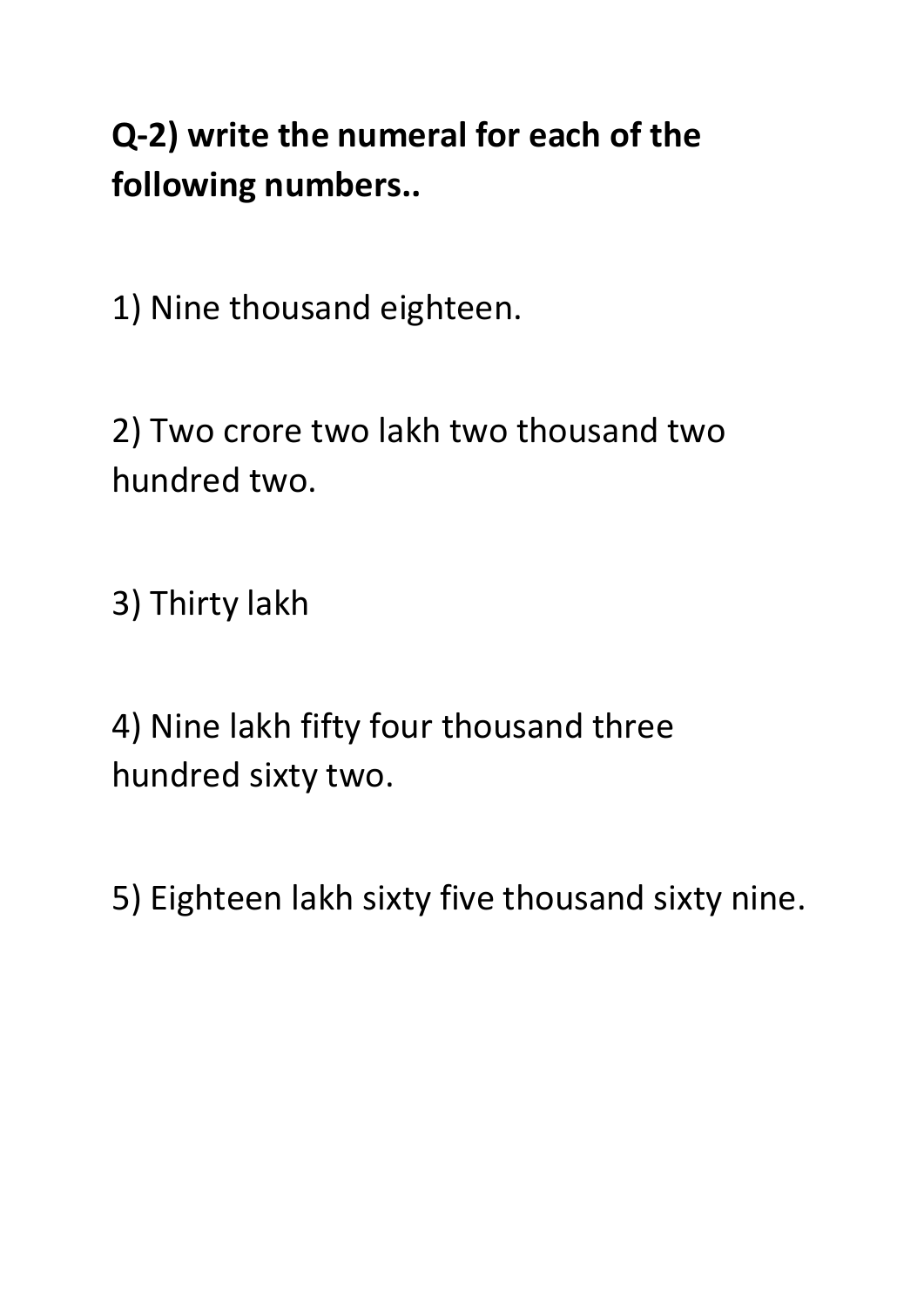**Q-2) write the numeral for each of the following numbers..**

1) Nine thousand eighteen.

2) Two crore two lakh two thousand two hundred two.

3) Thirty lakh

4) Nine lakh fifty four thousand three hundred sixty two.

5) Eighteen lakh sixty five thousand sixty nine.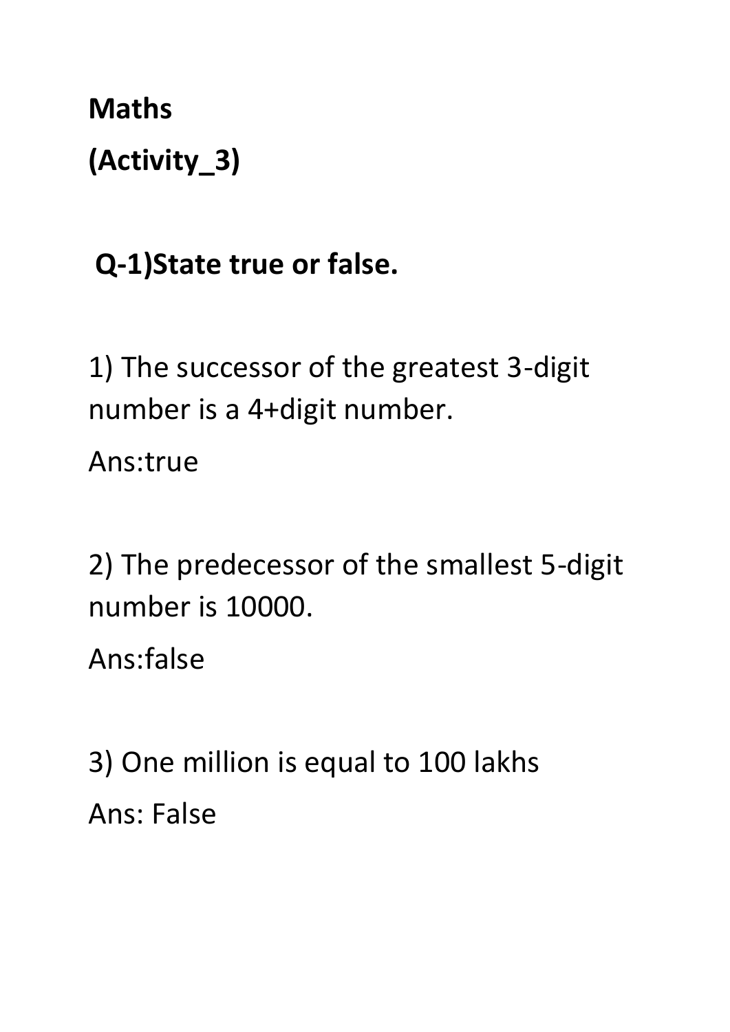**Maths**

**(Activity_3)**

**Q-1)State true or false.**

1) The successor of the greatest 3-digit number is a 4+digit number.

Ans:true

2) The predecessor of the smallest 5-digit number is 10000.

Ans:false

3) One million is equal to 100 lakhs

Ans: False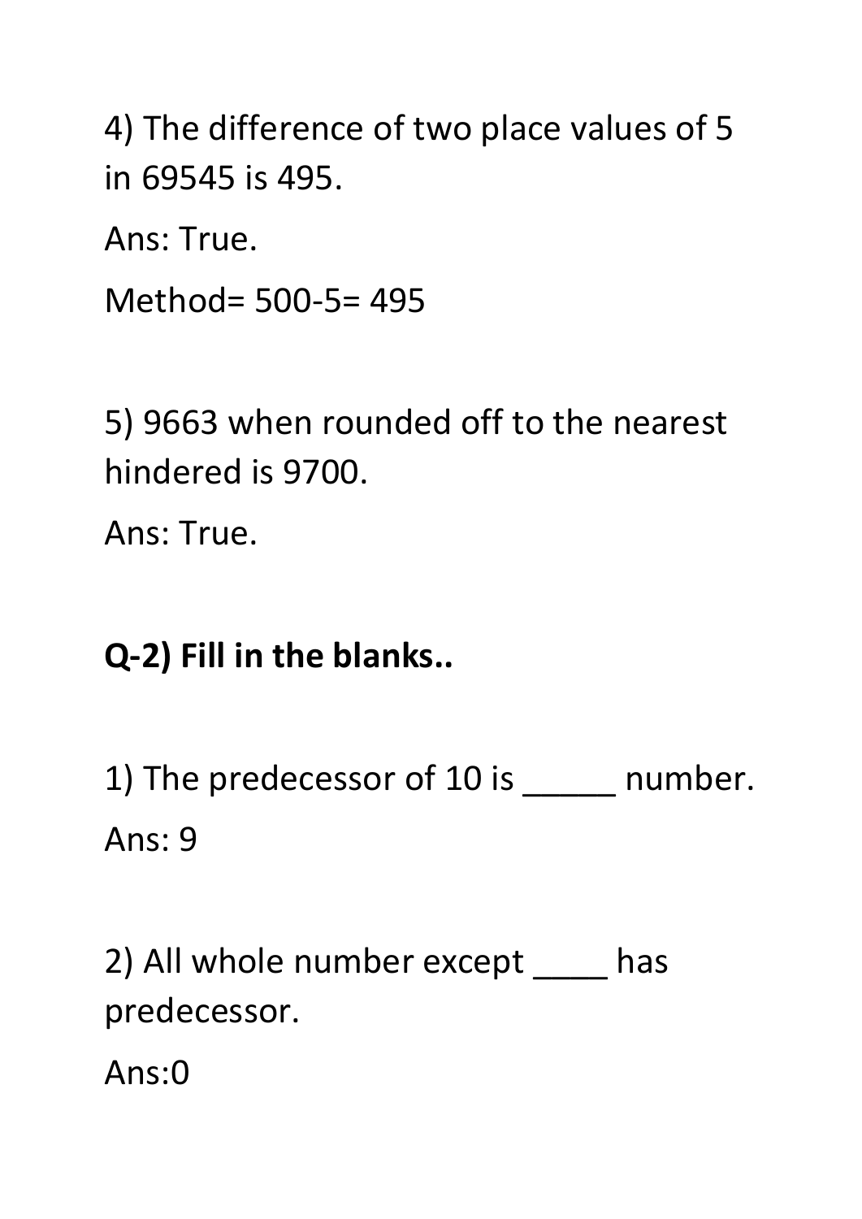4) The difference of two place values of 5 in 69545 is 495.

Ans: True.

Method= 500-5= 495

5) 9663 when rounded off to the nearest hindered is 9700.

Ans: True.

**Q-2) Fill in the blanks..**

1) The predecessor of 10 is _____ number.

Ans: 9

2) All whole number except ____ has predecessor.

Ans:0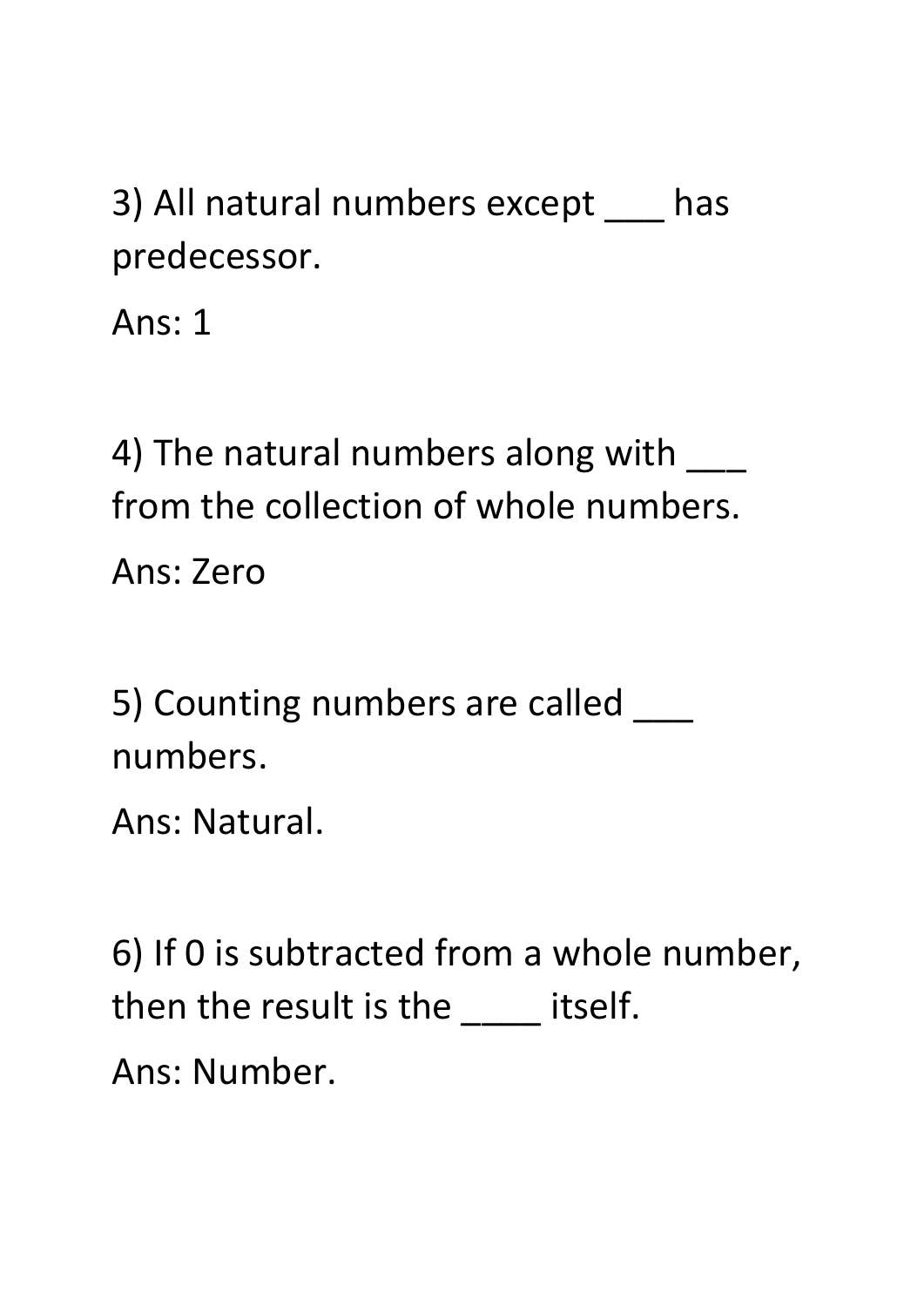3) All natural numbers except ___ has predecessor.

Ans: 1

4) The natural numbers along with ___ from the collection of whole numbers.

Ans: Zero

5) Counting numbers are called ___ numbers.

Ans: Natural.

6) If 0 is subtracted from a whole number, then the result is the ____ itself.

Ans: Number.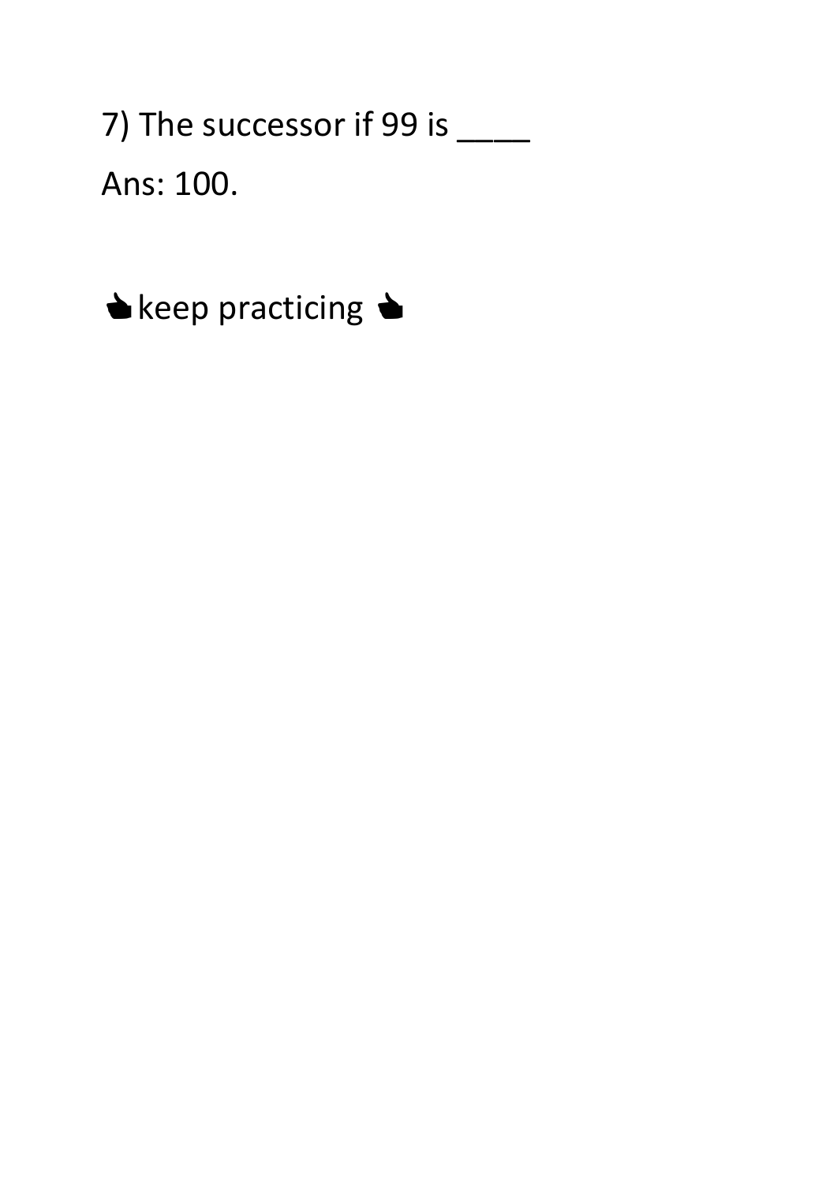7) The successor if 99 is ____

Ans: 100.

👍keep practicing 👍